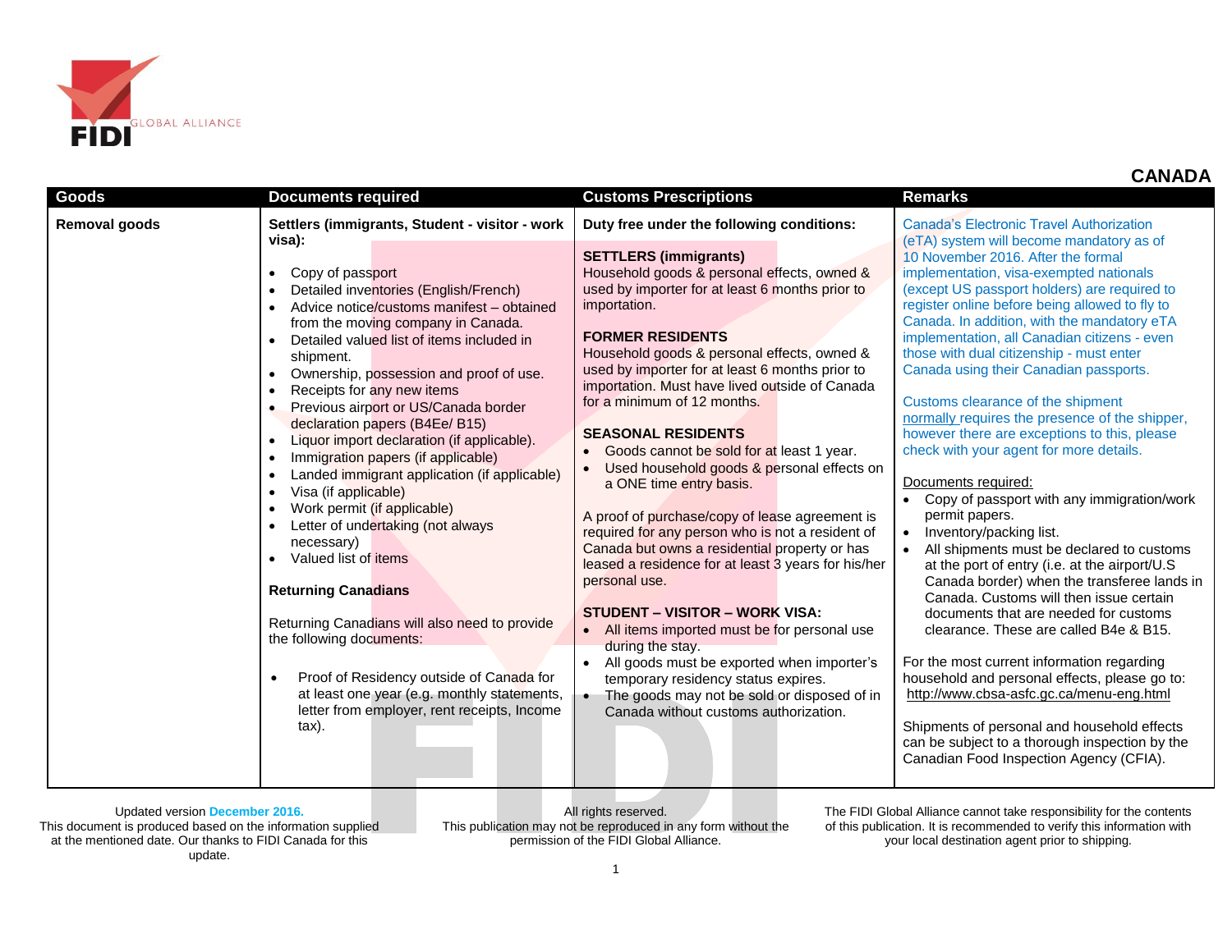# CANADA

| Goods | Documents required | Customs Prescriptions | Remarks |
|---|---|---|---|
| **Removal goods** | **Settlers (immigrants, Student - visitor - work visa):**<br><br>• Copy of passport<br>• Detailed inventories (English/French)<br>• Advice notice/customs manifest – obtained from the moving company in Canada.<br>• Detailed valued list of items included in shipment.<br>• Ownership, possession and proof of use.<br>• Receipts for any new items<br>• Previous airport or US/Canada border declaration papers (B4Ee/ B15)<br>• Liquor import declaration (if applicable).<br>• Immigration papers (if applicable)<br>• Landed immigrant application (if applicable)<br>• Visa (if applicable)<br>• Work permit (if applicable)<br>• Letter of undertaking (not always necessary)<br>• Valued list of items<br><br>**Returning Canadians**<br><br>Returning Canadians will also need to provide the following documents:<br><br>• Proof of Residency outside of Canada for at least one year (e.g. monthly statements, letter from employer, rent receipts, Income tax). | **Duty free under the following conditions:**<br><br>**SETTLERS (immigrants)**<br>Household goods & personal effects, owned & used by importer for at least 6 months prior to importation.<br><br>**FORMER RESIDENTS**<br>Household goods & personal effects, owned & used by importer for at least 6 months prior to importation. Must have lived outside of Canada for a minimum of 12 months.<br><br>**SEASONAL RESIDENTS**<br>• Goods cannot be sold for at least 1 year.<br>• Used household goods & personal effects on a ONE time entry basis.<br><br>A proof of purchase/copy of lease agreement is required for any person who is not a resident of Canada but owns a residential property or has leased a residence for at least 3 years for his/her personal use.<br><br>**STUDENT – VISITOR – WORK VISA:**<br>• All items imported must be for personal use during the stay.<br>• All goods must be exported when importer's temporary residency status expires.<br>• The goods may not be sold or disposed of in Canada without customs authorization. | Canada's Electronic Travel Authorization (eTA) system will become mandatory as of 10 November 2016. After the formal implementation, visa-exempted nationals (except US passport holders) are required to register online before being allowed to fly to Canada. In addition, with the mandatory eTA implementation, all Canadian citizens - even those with dual citizenship - must enter Canada using their Canadian passports.<br><br>Customs clearance of the shipment normally requires the presence of the shipper, however there are exceptions to this, please check with your agent for more details.<br><br>Documents required:<br>• Copy of passport with any immigration/work permit papers.<br>• Inventory/packing list.<br>• All shipments must be declared to customs at the port of entry (i.e. at the airport/U.S Canada border) when the transferee lands in Canada. Customs will then issue certain documents that are needed for customs clearance. These are called B4e & B15.<br><br>For the most current information regarding household and personal effects, please go to: http://www.cbsa-asfc.gc.ca/menu-eng.html<br><br>Shipments of personal and household effects can be subject to a thorough inspection by the Canadian Food Inspection Agency (CFIA). |

Updated version December 2016.
This document is produced based on the information supplied at the mentioned date. Our thanks to FIDI Canada for this update.

All rights reserved.
This publication may not be reproduced in any form without the permission of the FIDI Global Alliance.

The FIDI Global Alliance cannot take responsibility for the contents of this publication. It is recommended to verify this information with your local destination agent prior to shipping.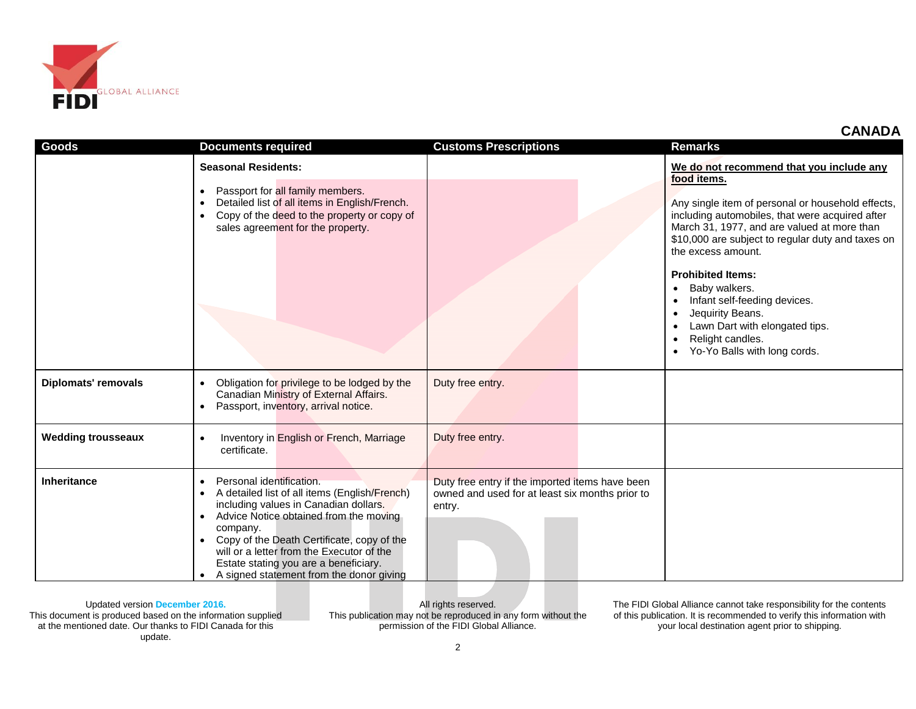## CANADA

| Goods | Documents required | Customs Prescriptions | Remarks |
|---|---|---|---|
| | **Seasonal Residents:**<br><br>• Passport for all family members.<br>• Detailed list of all items in English/French.<br>• Copy of the deed to the property or copy of sales agreement for the property. | | **We do not recommend that you include any food items.**<br><br>Any single item of personal or household effects, including automobiles, that were acquired after March 31, 1977, and are valued at more than $10,000 are subject to regular duty and taxes on the excess amount.<br><br>**Prohibited Items:**<br>• Baby walkers.<br>• Infant self-feeding devices.<br>• Jequirity Beans.<br>• Lawn Dart with elongated tips.<br>• Relight candles.<br>• Yo-Yo Balls with long cords. |
| **Diplomats' removals** | • Obligation for privilege to be lodged by the Canadian Ministry of External Affairs.<br>• Passport, inventory, arrival notice. | Duty free entry. | |
| **Wedding trousseaux** | • Inventory in English or French, Marriage certificate. | Duty free entry. | |
| **Inheritance** | • Personal identification.<br>• A detailed list of all items (English/French) including values in Canadian dollars.<br>• Advice Notice obtained from the moving company.<br>• Copy of the Death Certificate, copy of the will or a letter from the Executor of the Estate stating you are a beneficiary.<br>• A signed statement from the donor giving | Duty free entry if the imported items have been owned and used for at least six months prior to entry. | |

Updated version December 2016.
This document is produced based on the information supplied at the mentioned date. Our thanks to FIDI Canada for this update.

All rights reserved.
This publication may not be reproduced in any form without the permission of the FIDI Global Alliance.

The FIDI Global Alliance cannot take responsibility for the contents of this publication. It is recommended to verify this information with your local destination agent prior to shipping.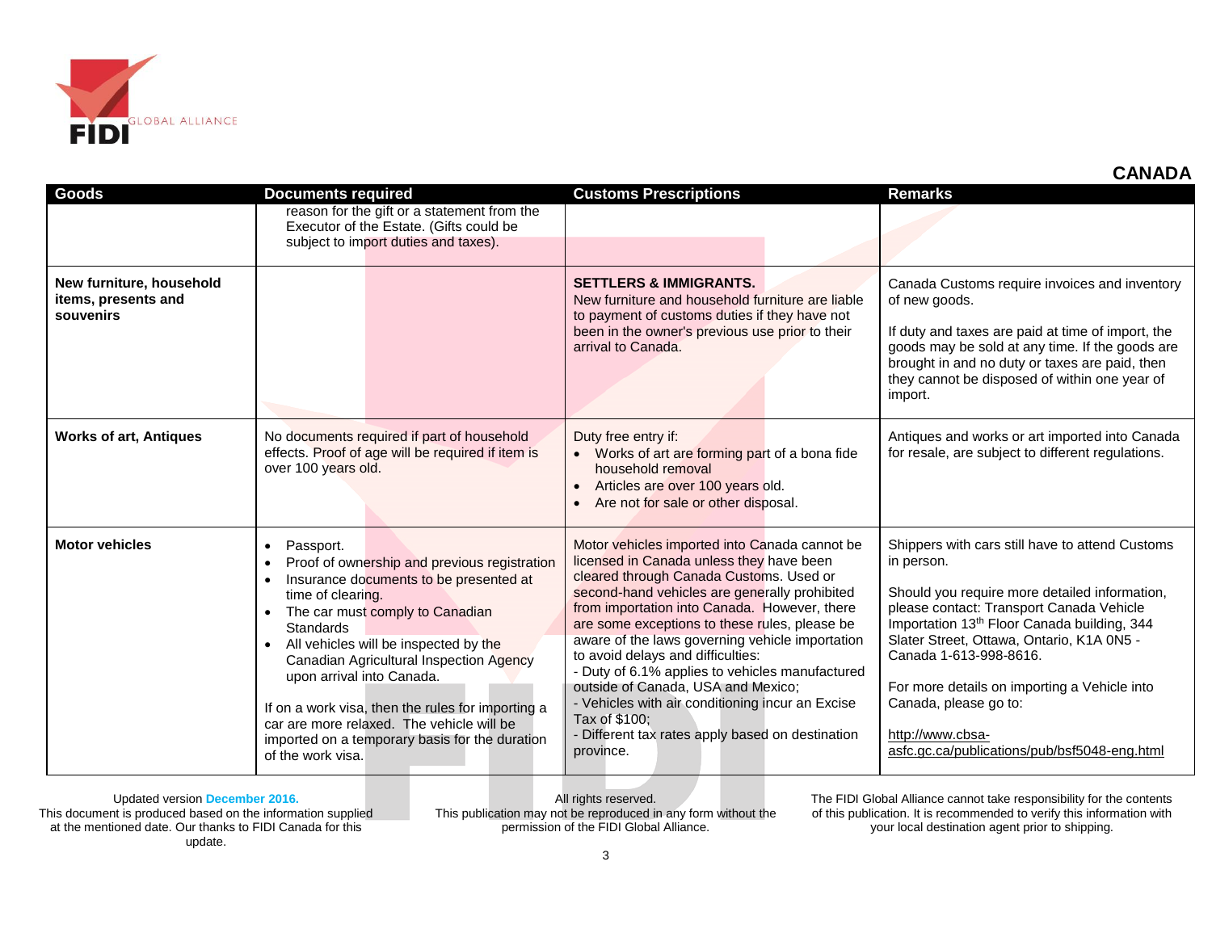## CANADA

| Goods | Documents required | Customs Prescriptions | Remarks |
|---|---|---|---|
| | reason for the gift or a statement from the Executor of the Estate. (Gifts could be subject to import duties and taxes). | | |
| **New furniture, household items, presents and souvenirs** | | **SETTLERS & IMMIGRANTS.** New furniture and household furniture are liable to payment of customs duties if they have not been in the owner's previous use prior to their arrival to Canada. | Canada Customs require invoices and inventory of new goods. If duty and taxes are paid at time of import, the goods may be sold at any time. If the goods are brought in and no duty or taxes are paid, then they cannot be disposed of within one year of import. |
| **Works of art, Antiques** | No documents required if part of household effects. Proof of age will be required if item is over 100 years old. | Duty free entry if: • Works of art are forming part of a bona fide household removal • Articles are over 100 years old. • Are not for sale or other disposal. | Antiques and works or art imported into Canada for resale, are subject to different regulations. |
| **Motor vehicles** | • Passport. • Proof of ownership and previous registration • Insurance documents to be presented at time of clearing. • The car must comply to Canadian Standards • All vehicles will be inspected by the Canadian Agricultural Inspection Agency upon arrival into Canada. If on a work visa, then the rules for importing a car are more relaxed. The vehicle will be imported on a temporary basis for the duration of the work visa. | Motor vehicles imported into Canada cannot be licensed in Canada unless they have been cleared through Canada Customs. Used or second-hand vehicles are generally prohibited from importation into Canada. However, there are some exceptions to these rules, please be aware of the laws governing vehicle importation to avoid delays and difficulties: - Duty of 6.1% applies to vehicles manufactured outside of Canada, USA and Mexico; - Vehicles with air conditioning incur an Excise Tax of $100; - Different tax rates apply based on destination province. | Shippers with cars still have to attend Customs in person. Should you require more detailed information, please contact: Transport Canada Vehicle Importation 13th Floor Canada building, 344 Slater Street, Ottawa, Ontario, K1A 0N5 - Canada 1-613-998-8616. For more details on importing a Vehicle into Canada, please go to: http://www.cbsa-asfc.gc.ca/publications/pub/bsf5048-eng.html |

Updated version **December 2016.** This document is produced based on the information supplied at the mentioned date. Our thanks to FIDI Canada for this update.

All rights reserved. This publication may not be reproduced in any form without the permission of the FIDI Global Alliance.

The FIDI Global Alliance cannot take responsibility for the contents of this publication. It is recommended to verify this information with your local destination agent prior to shipping.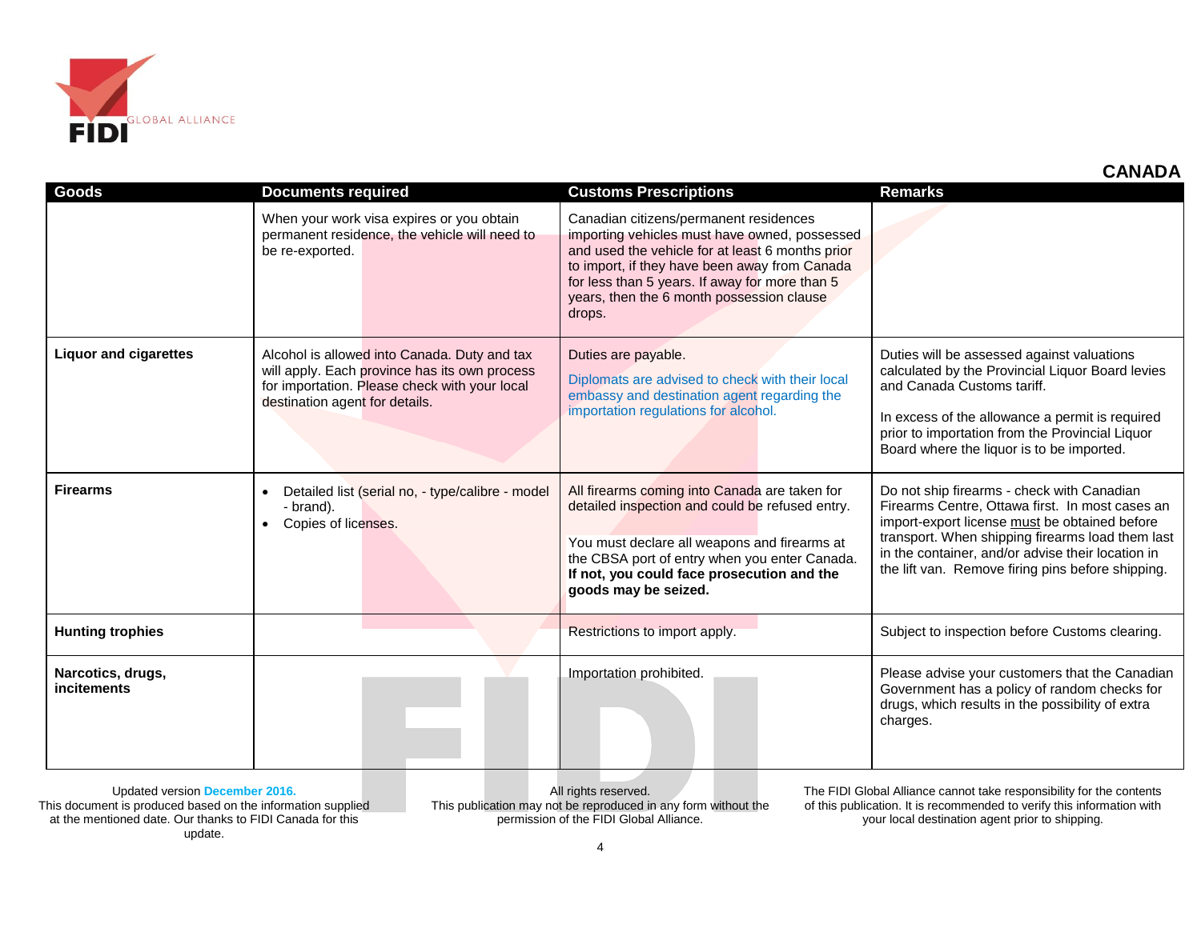## CANADA

| Goods | Documents required | Customs Prescriptions | Remarks |
|---|---|---|---|
| | When your work visa expires or you obtain permanent residence, the vehicle will need to be re-exported. | Canadian citizens/permanent residences importing vehicles must have owned, possessed and used the vehicle for at least 6 months prior to import, if they have been away from Canada for less than 5 years. If away for more than 5 years, then the 6 month possession clause drops. | |
| **Liquor and cigarettes** | Alcohol is allowed into Canada. Duty and tax will apply. Each province has its own process for importation. Please check with your local destination agent for details. | Duties are payable.<br><br>Diplomats are advised to check with their local embassy and destination agent regarding the importation regulations for alcohol. | Duties will be assessed against valuations calculated by the Provincial Liquor Board levies and Canada Customs tariff.<br><br>In excess of the allowance a permit is required prior to importation from the Provincial Liquor Board where the liquor is to be imported. |
| **Firearms** | • Detailed list (serial no, - type/calibre - model - brand).<br>• Copies of licenses. | All firearms coming into Canada are taken for detailed inspection and could be refused entry.<br><br>You must declare all weapons and firearms at the CBSA port of entry when you enter Canada. **If not, you could face prosecution and the goods may be seized.** | Do not ship firearms - check with Canadian Firearms Centre, Ottawa first. In most cases an import-export license must be obtained before transport. When shipping firearms load them last in the container, and/or advise their location in the lift van. Remove firing pins before shipping. |
| **Hunting trophies** | | Restrictions to import apply. | Subject to inspection before Customs clearing. |
| **Narcotics, drugs, incitements** | | Importation prohibited. | Please advise your customers that the Canadian Government has a policy of random checks for drugs, which results in the possibility of extra charges. |

Updated version December 2016.
This document is produced based on the information supplied at the mentioned date. Our thanks to FIDI Canada for this update.

All rights reserved.
This publication may not be reproduced in any form without the permission of the FIDI Global Alliance.

The FIDI Global Alliance cannot take responsibility for the contents of this publication. It is recommended to verify this information with your local destination agent prior to shipping.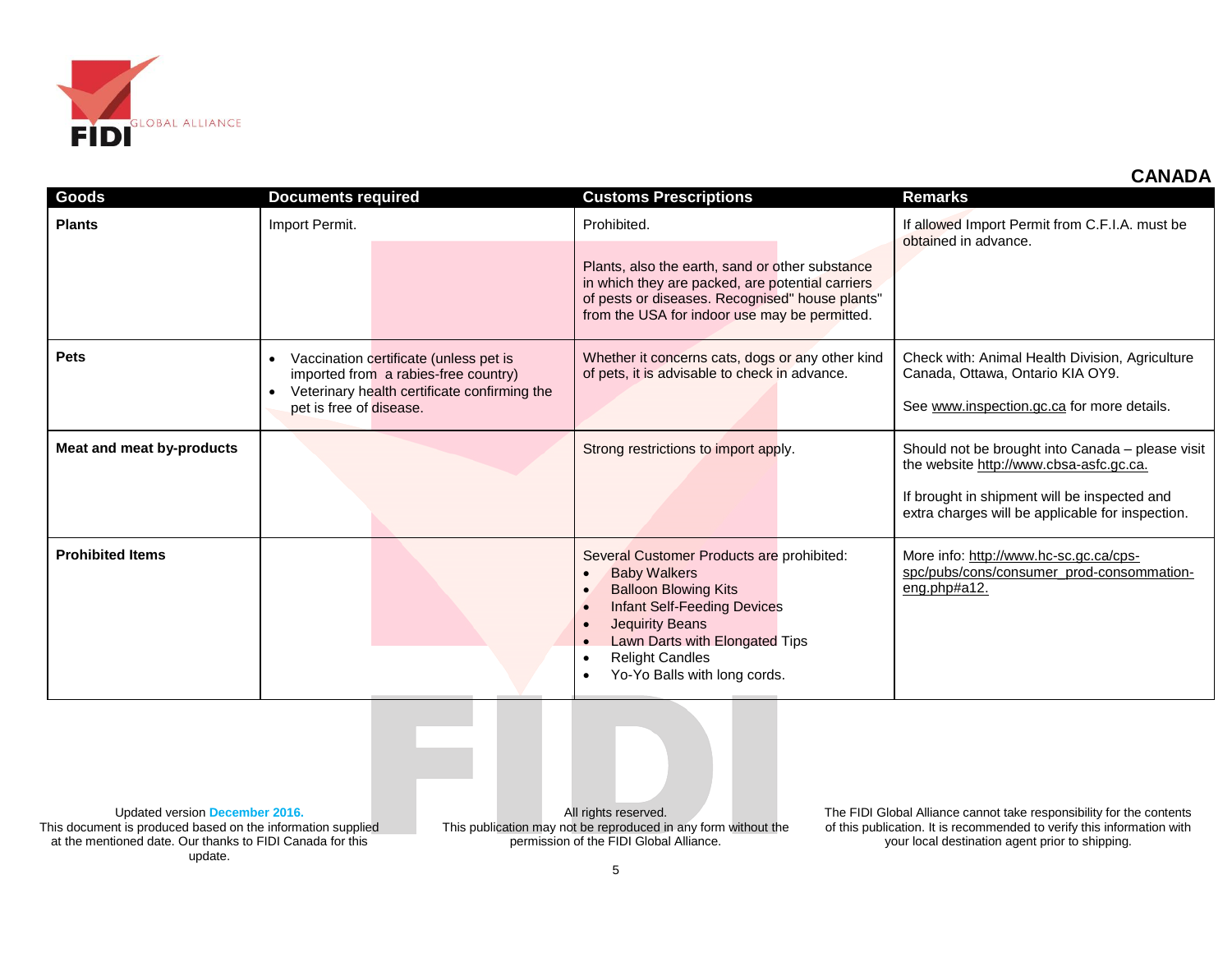## CANADA

| Goods | Documents required | Customs Prescriptions | Remarks |
|---|---|---|---|
| **Plants** | Import Permit. | Prohibited.<br><br>Plants, also the earth, sand or other substance in which they are packed, are potential carriers of pests or diseases. Recognised" house plants" from the USA for indoor use may be permitted. | If allowed Import Permit from C.F.I.A. must be obtained in advance. |
| **Pets** | • Vaccination certificate (unless pet is imported from a rabies-free country)<br>• Veterinary health certificate confirming the pet is free of disease. | Whether it concerns cats, dogs or any other kind of pets, it is advisable to check in advance. | Check with: Animal Health Division, Agriculture Canada, Ottawa, Ontario KIA OY9.<br><br>See www.inspection.gc.ca for more details. |
| **Meat and meat by-products** | | Strong restrictions to import apply. | Should not be brought into Canada – please visit the website http://www.cbsa-asfc.gc.ca.<br><br>If brought in shipment will be inspected and extra charges will be applicable for inspection. |
| **Prohibited Items** | | Several Customer Products are prohibited:<br>• Baby Walkers<br>• Balloon Blowing Kits<br>• Infant Self-Feeding Devices<br>• Jequirity Beans<br>• Lawn Darts with Elongated Tips<br>• Relight Candles<br>• Yo-Yo Balls with long cords. | More info: http://www.hc-sc.gc.ca/cps-spc/pubs/cons/consumer_prod-consommation-eng.php#a12. |

Updated version **December 2016.**
This document is produced based on the information supplied at the mentioned date. Our thanks to FIDI Canada for this update.

All rights reserved.
This publication may not be reproduced in any form without the permission of the FIDI Global Alliance.

The FIDI Global Alliance cannot take responsibility for the contents of this publication. It is recommended to verify this information with your local destination agent prior to shipping.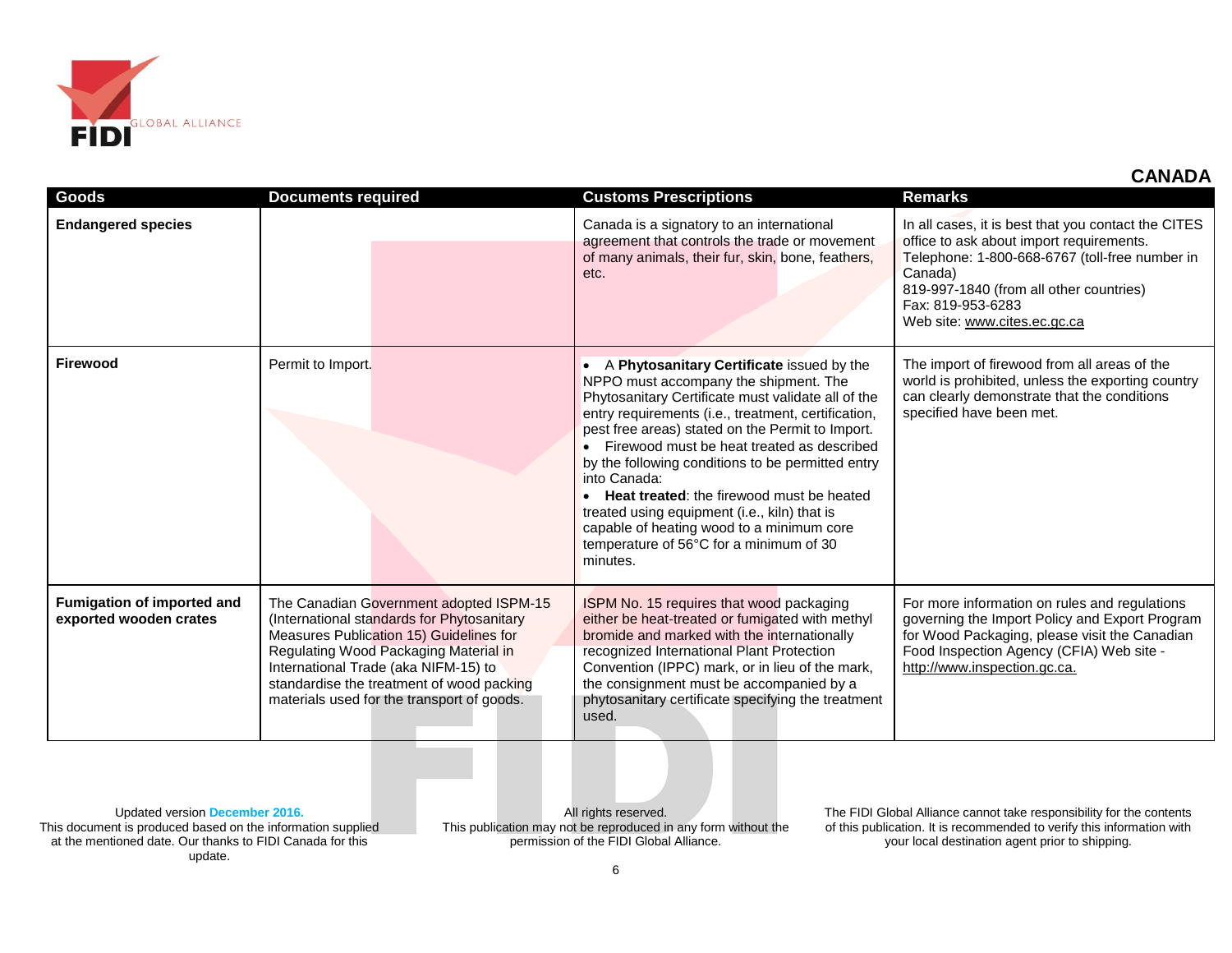## CANADA

| Goods | Documents required | Customs Prescriptions | Remarks |
|---|---|---|---|
| **Endangered species** | | Canada is a signatory to an international agreement that controls the trade or movement of many animals, their fur, skin, bone, feathers, etc. | In all cases, it is best that you contact the CITES office to ask about import requirements.<br>Telephone: 1-800-668-6767 (toll-free number in Canada)<br>819-997-1840 (from all other countries)<br>Fax: 819-953-6283<br>Web site: www.cites.ec.gc.ca |
| **Firewood** | Permit to Import. | • A **Phytosanitary Certificate** issued by the NPPO must accompany the shipment. The Phytosanitary Certificate must validate all of the entry requirements (i.e., treatment, certification, pest free areas) stated on the Permit to Import.<br>• Firewood must be heat treated as described by the following conditions to be permitted entry into Canada:<br>• **Heat treated**: the firewood must be heated treated using equipment (i.e., kiln) that is capable of heating wood to a minimum core temperature of 56°C for a minimum of 30 minutes. | The import of firewood from all areas of the world is prohibited, unless the exporting country can clearly demonstrate that the conditions specified have been met. |
| **Fumigation of imported and exported wooden crates** | The Canadian Government adopted ISPM-15 (International standards for Phytosanitary Measures Publication 15) Guidelines for Regulating Wood Packaging Material in International Trade (aka NIFM-15) to standardise the treatment of wood packing materials used for the transport of goods. | ISPM No. 15 requires that wood packaging either be heat-treated or fumigated with methyl bromide and marked with the internationally recognized International Plant Protection Convention (IPPC) mark, or in lieu of the mark, the consignment must be accompanied by a phytosanitary certificate specifying the treatment used. | For more information on rules and regulations governing the Import Policy and Export Program for Wood Packaging, please visit the Canadian Food Inspection Agency (CFIA) Web site - http://www.inspection.gc.ca. |

Updated version December 2016.
This document is produced based on the information supplied at the mentioned date. Our thanks to FIDI Canada for this update.

All rights reserved.
This publication may not be reproduced in any form without the permission of the FIDI Global Alliance.

The FIDI Global Alliance cannot take responsibility for the contents of this publication. It is recommended to verify this information with your local destination agent prior to shipping.